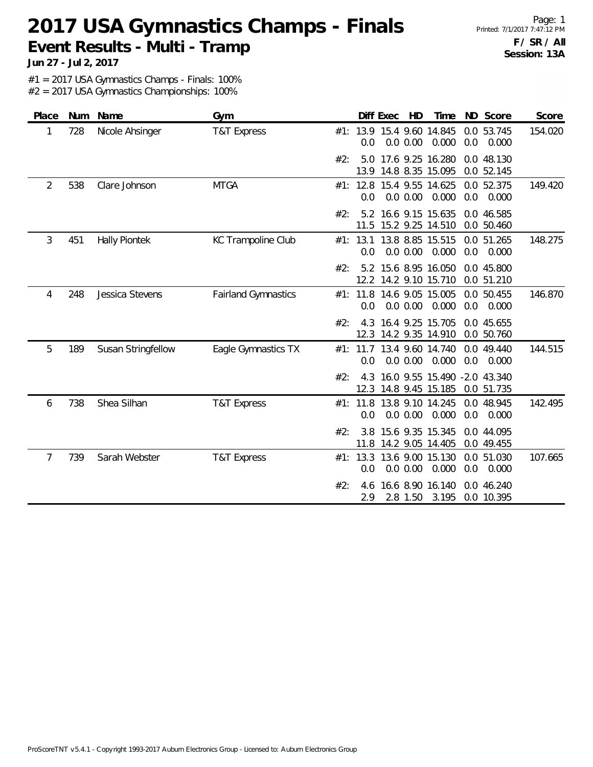# 2017 USA Gymnastics Champs - Finals

## Event Results - Multi - Tramp

**Jun 27 - Jul 2, 2017**

Page: 1
Printed: 7/1/2017 7:47:12 PM

**F / SR / All**
**Session: 13A**

#1 = 2017 USA Gymnastics Champs - Finals: 100%
#2 = 2017 USA Gymnastics Championships: 100%

| Place | Num | Name | Gym | | Diff | Exec | HD | Time | ND | Score | Score |
|---|---|---|---|---|---|---|---|---|---|---|---|
| 1 | 728 | Nicole Ahsinger | T&T Express | #1: | 13.9 | 15.4 | 9.60 | 14.845 | 0.0 | 53.745 | 154.020 |
| | | | | | 0.0 | 0.0 | 0.00 | 0.000 | 0.0 | 0.000 | |
| | | | | #2: | 5.0 | 17.6 | 9.25 | 16.280 | 0.0 | 48.130 | |
| | | | | | 13.9 | 14.8 | 8.35 | 15.095 | 0.0 | 52.145 | |
| 2 | 538 | Clare Johnson | MTGA | #1: | 12.8 | 15.4 | 9.55 | 14.625 | 0.0 | 52.375 | 149.420 |
| | | | | | 0.0 | 0.0 | 0.00 | 0.000 | 0.0 | 0.000 | |
| | | | | #2: | 5.2 | 16.6 | 9.15 | 15.635 | 0.0 | 46.585 | |
| | | | | | 11.5 | 15.2 | 9.25 | 14.510 | 0.0 | 50.460 | |
| 3 | 451 | Hally Piontek | KC Trampoline Club | #1: | 13.1 | 13.8 | 8.85 | 15.515 | 0.0 | 51.265 | 148.275 |
| | | | | | 0.0 | 0.0 | 0.00 | 0.000 | 0.0 | 0.000 | |
| | | | | #2: | 5.2 | 15.6 | 8.95 | 16.050 | 0.0 | 45.800 | |
| | | | | | 12.2 | 14.2 | 9.10 | 15.710 | 0.0 | 51.210 | |
| 4 | 248 | Jessica Stevens | Fairland Gymnastics | #1: | 11.8 | 14.6 | 9.05 | 15.005 | 0.0 | 50.455 | 146.870 |
| | | | | | 0.0 | 0.0 | 0.00 | 0.000 | 0.0 | 0.000 | |
| | | | | #2: | 4.3 | 16.4 | 9.25 | 15.705 | 0.0 | 45.655 | |
| | | | | | 12.3 | 14.2 | 9.35 | 14.910 | 0.0 | 50.760 | |
| 5 | 189 | Susan Stringfellow | Eagle Gymnastics TX | #1: | 11.7 | 13.4 | 9.60 | 14.740 | 0.0 | 49.440 | 144.515 |
| | | | | | 0.0 | 0.0 | 0.00 | 0.000 | 0.0 | 0.000 | |
| | | | | #2: | 4.3 | 16.0 | 9.55 | 15.490 | -2.0 | 43.340 | |
| | | | | | 12.3 | 14.8 | 9.45 | 15.185 | 0.0 | 51.735 | |
| 6 | 738 | Shea Silhan | T&T Express | #1: | 11.8 | 13.8 | 9.10 | 14.245 | 0.0 | 48.945 | 142.495 |
| | | | | | 0.0 | 0.0 | 0.00 | 0.000 | 0.0 | 0.000 | |
| | | | | #2: | 3.8 | 15.6 | 9.35 | 15.345 | 0.0 | 44.095 | |
| | | | | | 11.8 | 14.2 | 9.05 | 14.405 | 0.0 | 49.455 | |
| 7 | 739 | Sarah Webster | T&T Express | #1: | 13.3 | 13.6 | 9.00 | 15.130 | 0.0 | 51.030 | 107.665 |
| | | | | | 0.0 | 0.0 | 0.00 | 0.000 | 0.0 | 0.000 | |
| | | | | #2: | 4.6 | 16.6 | 8.90 | 16.140 | 0.0 | 46.240 | |
| | | | | | 2.9 | 2.8 | 1.50 | 3.195 | 0.0 | 10.395 | |

ProScoreTNT v5.4.1 - Copyright 1993-2017 Auburn Electronics Group - Licensed to: Auburn Electronics Group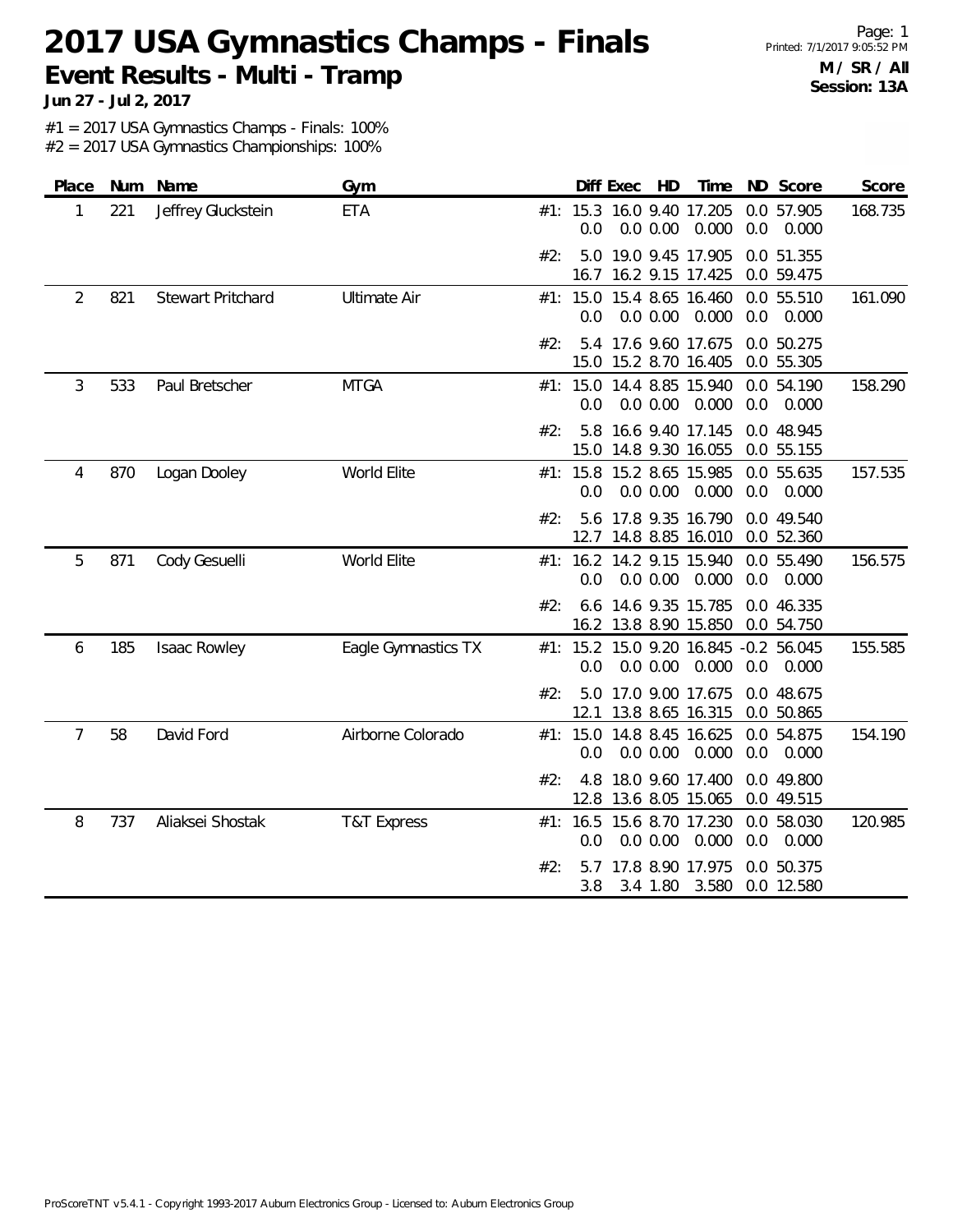# 2017 USA Gymnastics Champs - Finals

## Event Results - Multi - Tramp

**Jun 27 - Jul 2, 2017**

**M / SR / All**
**Session: 13A**

#1 = 2017 USA Gymnastics Champs - Finals: 100%
#2 = 2017 USA Gymnastics Championships: 100%

| Place | Num | Name | Gym | | Diff | Exec | HD | Time | ND | Score | Score |
|---|---|---|---|---|---|---|---|---|---|---|---|
| 1 | 221 | Jeffrey Gluckstein | ETA | #1: | 15.3 | 16.0 | 9.40 | 17.205 | 0.0 | 57.905 | 168.735 |
| | | | | | 0.0 | 0.0 | 0.00 | 0.000 | 0.0 | 0.000 | |
| | | | | #2: | 5.0 | 19.0 | 9.45 | 17.905 | 0.0 | 51.355 | |
| | | | | | 16.7 | 16.2 | 9.15 | 17.425 | 0.0 | 59.475 | |
| 2 | 821 | Stewart Pritchard | Ultimate Air | #1: | 15.0 | 15.4 | 8.65 | 16.460 | 0.0 | 55.510 | 161.090 |
| | | | | | 0.0 | 0.0 | 0.00 | 0.000 | 0.0 | 0.000 | |
| | | | | #2: | 5.4 | 17.6 | 9.60 | 17.675 | 0.0 | 50.275 | |
| | | | | | 15.0 | 15.2 | 8.70 | 16.405 | 0.0 | 55.305 | |
| 3 | 533 | Paul Bretscher | MTGA | #1: | 15.0 | 14.4 | 8.85 | 15.940 | 0.0 | 54.190 | 158.290 |
| | | | | | 0.0 | 0.0 | 0.00 | 0.000 | 0.0 | 0.000 | |
| | | | | #2: | 5.8 | 16.6 | 9.40 | 17.145 | 0.0 | 48.945 | |
| | | | | | 15.0 | 14.8 | 9.30 | 16.055 | 0.0 | 55.155 | |
| 4 | 870 | Logan Dooley | World Elite | #1: | 15.8 | 15.2 | 8.65 | 15.985 | 0.0 | 55.635 | 157.535 |
| | | | | | 0.0 | 0.0 | 0.00 | 0.000 | 0.0 | 0.000 | |
| | | | | #2: | 5.6 | 17.8 | 9.35 | 16.790 | 0.0 | 49.540 | |
| | | | | | 12.7 | 14.8 | 8.85 | 16.010 | 0.0 | 52.360 | |
| 5 | 871 | Cody Gesuelli | World Elite | #1: | 16.2 | 14.2 | 9.15 | 15.940 | 0.0 | 55.490 | 156.575 |
| | | | | | 0.0 | 0.0 | 0.00 | 0.000 | 0.0 | 0.000 | |
| | | | | #2: | 6.6 | 14.6 | 9.35 | 15.785 | 0.0 | 46.335 | |
| | | | | | 16.2 | 13.8 | 8.90 | 15.850 | 0.0 | 54.750 | |
| 6 | 185 | Isaac Rowley | Eagle Gymnastics TX | #1: | 15.2 | 15.0 | 9.20 | 16.845 | -0.2 | 56.045 | 155.585 |
| | | | | | 0.0 | 0.0 | 0.00 | 0.000 | 0.0 | 0.000 | |
| | | | | #2: | 5.0 | 17.0 | 9.00 | 17.675 | 0.0 | 48.675 | |
| | | | | | 12.1 | 13.8 | 8.65 | 16.315 | 0.0 | 50.865 | |
| 7 | 58 | David Ford | Airborne Colorado | #1: | 15.0 | 14.8 | 8.45 | 16.625 | 0.0 | 54.875 | 154.190 |
| | | | | | 0.0 | 0.0 | 0.00 | 0.000 | 0.0 | 0.000 | |
| | | | | #2: | 4.8 | 18.0 | 9.60 | 17.400 | 0.0 | 49.800 | |
| | | | | | 12.8 | 13.6 | 8.05 | 15.065 | 0.0 | 49.515 | |
| 8 | 737 | Aliaksei Shostak | T&T Express | #1: | 16.5 | 15.6 | 8.70 | 17.230 | 0.0 | 58.030 | 120.985 |
| | | | | | 0.0 | 0.0 | 0.00 | 0.000 | 0.0 | 0.000 | |
| | | | | #2: | 5.7 | 17.8 | 8.90 | 17.975 | 0.0 | 50.375 | |
| | | | | | 3.8 | 3.4 | 1.80 | 3.580 | 0.0 | 12.580 | |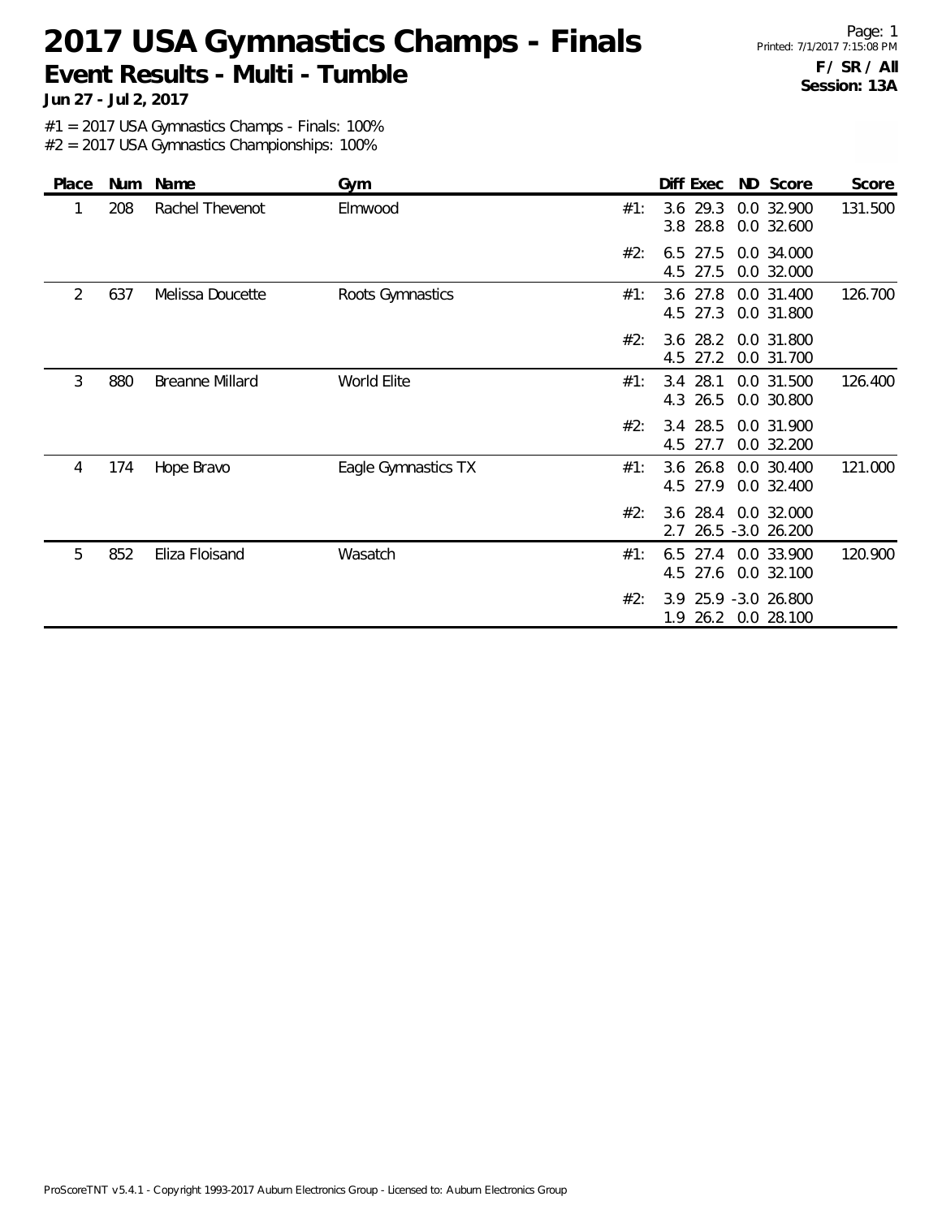# 2017 USA Gymnastics Champs - Finals

## Event Results - Multi - Tumble

**Jun 27 - Jul 2, 2017**

**F / SR / All**
**Session: 13A**

#1 = 2017 USA Gymnastics Champs - Finals: 100%
#2 = 2017 USA Gymnastics Championships: 100%

| Place | Num | Name | Gym | | Diff | Exec | ND | Score | Score |
|---|---|---|---|---|---|---|---|---|---|
| 1 | 208 | Rachel Thevenot | Elmwood | #1: | 3.6 | 29.3 | 0.0 | 32.900 | 131.500 |
| | | | | | 3.8 | 28.8 | 0.0 | 32.600 | |
| | | | | #2: | 6.5 | 27.5 | 0.0 | 34.000 | |
| | | | | | 4.5 | 27.5 | 0.0 | 32.000 | |
| 2 | 637 | Melissa Doucette | Roots Gymnastics | #1: | 3.6 | 27.8 | 0.0 | 31.400 | 126.700 |
| | | | | | 4.5 | 27.3 | 0.0 | 31.800 | |
| | | | | #2: | 3.6 | 28.2 | 0.0 | 31.800 | |
| | | | | | 4.5 | 27.2 | 0.0 | 31.700 | |
| 3 | 880 | Breanne Millard | World Elite | #1: | 3.4 | 28.1 | 0.0 | 31.500 | 126.400 |
| | | | | | 4.3 | 26.5 | 0.0 | 30.800 | |
| | | | | #2: | 3.4 | 28.5 | 0.0 | 31.900 | |
| | | | | | 4.5 | 27.7 | 0.0 | 32.200 | |
| 4 | 174 | Hope Bravo | Eagle Gymnastics TX | #1: | 3.6 | 26.8 | 0.0 | 30.400 | 121.000 |
| | | | | | 4.5 | 27.9 | 0.0 | 32.400 | |
| | | | | #2: | 3.6 | 28.4 | 0.0 | 32.000 | |
| | | | | | 2.7 | 26.5 | -3.0 | 26.200 | |
| 5 | 852 | Eliza Floisand | Wasatch | #1: | 6.5 | 27.4 | 0.0 | 33.900 | 120.900 |
| | | | | | 4.5 | 27.6 | 0.0 | 32.100 | |
| | | | | #2: | 3.9 | 25.9 | -3.0 | 26.800 | |
| | | | | | 1.9 | 26.2 | 0.0 | 28.100 | |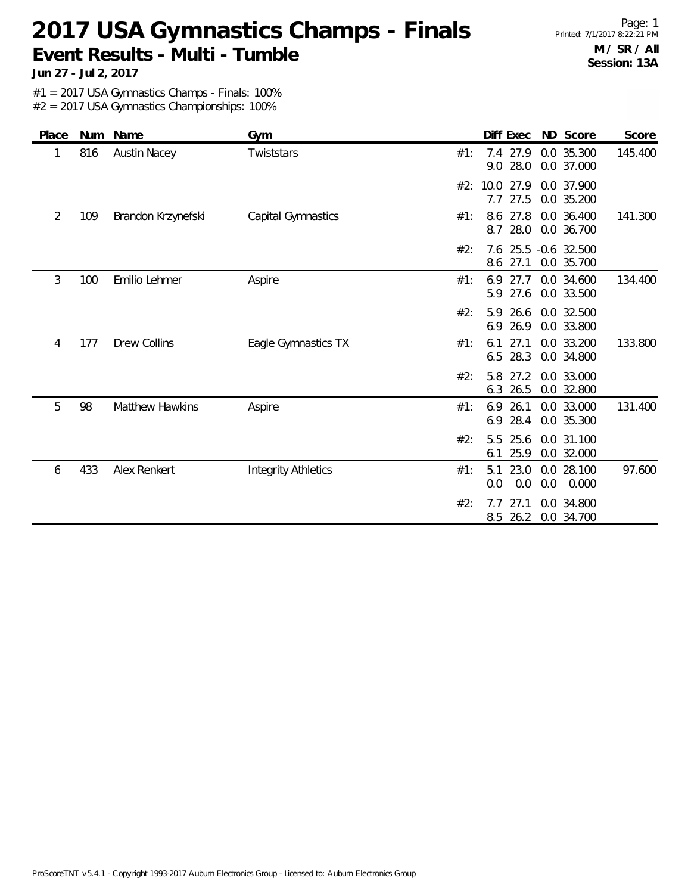# 2017 USA Gymnastics Champs - Finals

## Event Results - Multi - Tumble

**Jun 27 - Jul 2, 2017**

**M / SR / All**
**Session: 13A**

#1 = 2017 USA Gymnastics Champs - Finals: 100%
#2 = 2017 USA Gymnastics Championships: 100%

| Place | Num | Name | Gym | | Diff | Exec | ND | Score | Score |
|---|---|---|---|---|---|---|---|---|---|
| 1 | 816 | Austin Nacey | Twiststars | #1: | 7.4 | 27.9 | 0.0 | 35.300 | 145.400 |
| | | | | | 9.0 | 28.0 | 0.0 | 37.000 | |
| | | | | #2: | 10.0 | 27.9 | 0.0 | 37.900 | |
| | | | | | 7.7 | 27.5 | 0.0 | 35.200 | |
| 2 | 109 | Brandon Krzynefski | Capital Gymnastics | #1: | 8.6 | 27.8 | 0.0 | 36.400 | 141.300 |
| | | | | | 8.7 | 28.0 | 0.0 | 36.700 | |
| | | | | #2: | 7.6 | 25.5 | -0.6 | 32.500 | |
| | | | | | 8.6 | 27.1 | 0.0 | 35.700 | |
| 3 | 100 | Emilio Lehmer | Aspire | #1: | 6.9 | 27.7 | 0.0 | 34.600 | 134.400 |
| | | | | | 5.9 | 27.6 | 0.0 | 33.500 | |
| | | | | #2: | 5.9 | 26.6 | 0.0 | 32.500 | |
| | | | | | 6.9 | 26.9 | 0.0 | 33.800 | |
| 4 | 177 | Drew Collins | Eagle Gymnastics TX | #1: | 6.1 | 27.1 | 0.0 | 33.200 | 133.800 |
| | | | | | 6.5 | 28.3 | 0.0 | 34.800 | |
| | | | | #2: | 5.8 | 27.2 | 0.0 | 33.000 | |
| | | | | | 6.3 | 26.5 | 0.0 | 32.800 | |
| 5 | 98 | Matthew Hawkins | Aspire | #1: | 6.9 | 26.1 | 0.0 | 33.000 | 131.400 |
| | | | | | 6.9 | 28.4 | 0.0 | 35.300 | |
| | | | | #2: | 5.5 | 25.6 | 0.0 | 31.100 | |
| | | | | | 6.1 | 25.9 | 0.0 | 32.000 | |
| 6 | 433 | Alex Renkert | Integrity Athletics | #1: | 5.1 | 23.0 | 0.0 | 28.100 | 97.600 |
| | | | | | 0.0 | 0.0 | 0.0 | 0.000 | |
| | | | | #2: | 7.7 | 27.1 | 0.0 | 34.800 | |
| | | | | | 8.5 | 26.2 | 0.0 | 34.700 | |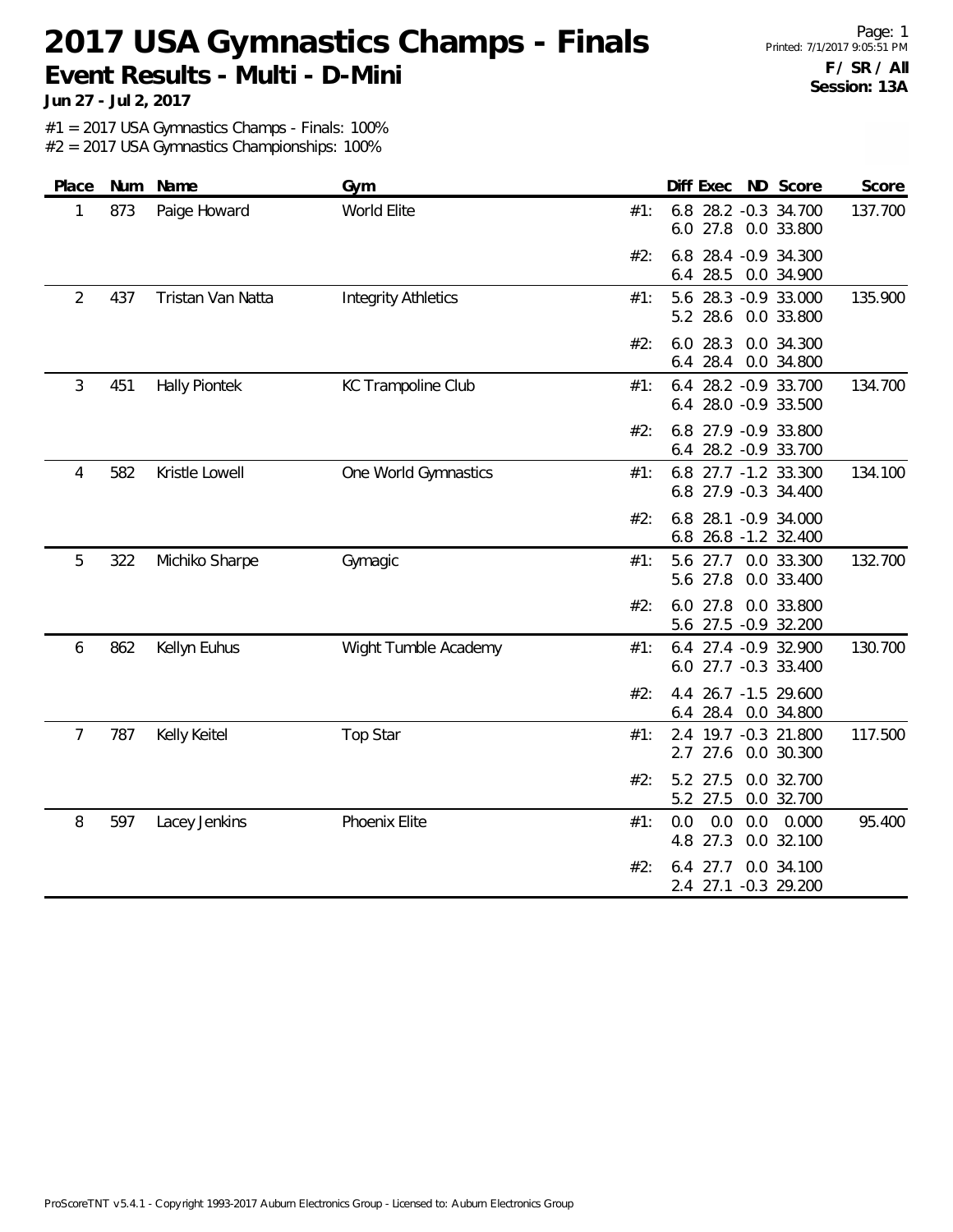# 2017 USA Gymnastics Champs - Finals

## Event Results - Multi - D-Mini

**Jun 27 - Jul 2, 2017**

**F / SR / All**
**Session: 13A**

#1 = 2017 USA Gymnastics Champs - Finals: 100%
#2 = 2017 USA Gymnastics Championships: 100%

| Place | Num | Name | Gym | | Diff | Exec | ND | Score | Score |
|---|---|---|---|---|---|---|---|---|---|
| 1 | 873 | Paige Howard | World Elite | #1: | 6.8 | 28.2 | -0.3 | 34.700 | 137.700 |
| | | | | | 6.0 | 27.8 | 0.0 | 33.800 | |
| | | | | #2: | 6.8 | 28.4 | -0.9 | 34.300 | |
| | | | | | 6.4 | 28.5 | 0.0 | 34.900 | |
| 2 | 437 | Tristan Van Natta | Integrity Athletics | #1: | 5.6 | 28.3 | -0.9 | 33.000 | 135.900 |
| | | | | | 5.2 | 28.6 | 0.0 | 33.800 | |
| | | | | #2: | 6.0 | 28.3 | 0.0 | 34.300 | |
| | | | | | 6.4 | 28.4 | 0.0 | 34.800 | |
| 3 | 451 | Hally Piontek | KC Trampoline Club | #1: | 6.4 | 28.2 | -0.9 | 33.700 | 134.700 |
| | | | | | 6.4 | 28.0 | -0.9 | 33.500 | |
| | | | | #2: | 6.8 | 27.9 | -0.9 | 33.800 | |
| | | | | | 6.4 | 28.2 | -0.9 | 33.700 | |
| 4 | 582 | Kristle Lowell | One World Gymnastics | #1: | 6.8 | 27.7 | -1.2 | 33.300 | 134.100 |
| | | | | | 6.8 | 27.9 | -0.3 | 34.400 | |
| | | | | #2: | 6.8 | 28.1 | -0.9 | 34.000 | |
| | | | | | 6.8 | 26.8 | -1.2 | 32.400 | |
| 5 | 322 | Michiko Sharpe | Gymagic | #1: | 5.6 | 27.7 | 0.0 | 33.300 | 132.700 |
| | | | | | 5.6 | 27.8 | 0.0 | 33.400 | |
| | | | | #2: | 6.0 | 27.8 | 0.0 | 33.800 | |
| | | | | | 5.6 | 27.5 | -0.9 | 32.200 | |
| 6 | 862 | Kellyn Euhus | Wight Tumble Academy | #1: | 6.4 | 27.4 | -0.9 | 32.900 | 130.700 |
| | | | | | 6.0 | 27.7 | -0.3 | 33.400 | |
| | | | | #2: | 4.4 | 26.7 | -1.5 | 29.600 | |
| | | | | | 6.4 | 28.4 | 0.0 | 34.800 | |
| 7 | 787 | Kelly Keitel | Top Star | #1: | 2.4 | 19.7 | -0.3 | 21.800 | 117.500 |
| | | | | | 2.7 | 27.6 | 0.0 | 30.300 | |
| | | | | #2: | 5.2 | 27.5 | 0.0 | 32.700 | |
| | | | | | 5.2 | 27.5 | 0.0 | 32.700 | |
| 8 | 597 | Lacey Jenkins | Phoenix Elite | #1: | 0.0 | 0.0 | 0.0 | 0.000 | 95.400 |
| | | | | | 4.8 | 27.3 | 0.0 | 32.100 | |
| | | | | #2: | 6.4 | 27.7 | 0.0 | 34.100 | |
| | | | | | 2.4 | 27.1 | -0.3 | 29.200 | |

ProScoreTNT v5.4.1 - Copyright 1993-2017 Auburn Electronics Group - Licensed to: Auburn Electronics Group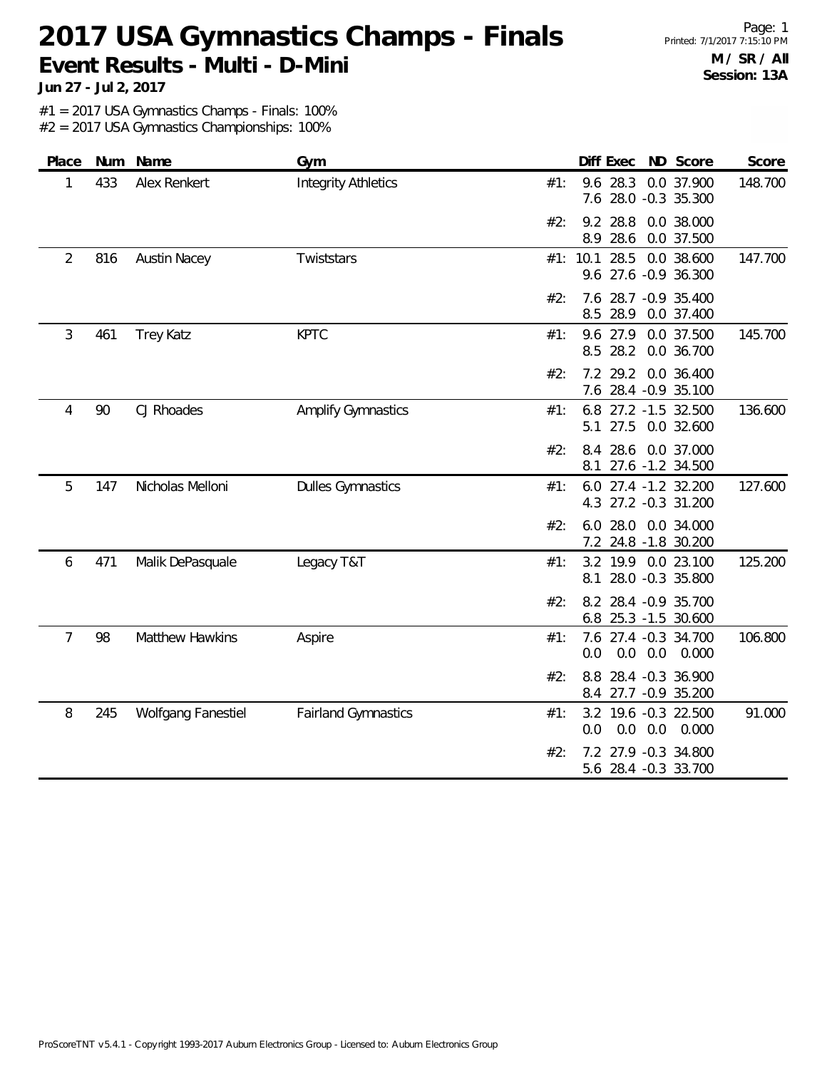# 2017 USA Gymnastics Champs - Finals

## Event Results - Multi - D-Mini

**Jun 27 - Jul 2, 2017**

Printed: 7/1/2017 7:15:10 PM

**M / SR / All**
**Session: 13A**

#1 = 2017 USA Gymnastics Champs - Finals: 100%
#2 = 2017 USA Gymnastics Championships: 100%

| Place | Num | Name | Gym | | Diff | Exec | ND | Score | Score |
|---|---|---|---|---|---|---|---|---|---|
| 1 | 433 | Alex Renkert | Integrity Athletics | #1: | 9.6 | 28.3 | 0.0 | 37.900 | 148.700 |
| | | | | | 7.6 | 28.0 | -0.3 | 35.300 | |
| | | | | #2: | 9.2 | 28.8 | 0.0 | 38.000 | |
| | | | | | 8.9 | 28.6 | 0.0 | 37.500 | |
| 2 | 816 | Austin Nacey | Twiststars | #1: | 10.1 | 28.5 | 0.0 | 38.600 | 147.700 |
| | | | | | 9.6 | 27.6 | -0.9 | 36.300 | |
| | | | | #2: | 7.6 | 28.7 | -0.9 | 35.400 | |
| | | | | | 8.5 | 28.9 | 0.0 | 37.400 | |
| 3 | 461 | Trey Katz | KPTC | #1: | 9.6 | 27.9 | 0.0 | 37.500 | 145.700 |
| | | | | | 8.5 | 28.2 | 0.0 | 36.700 | |
| | | | | #2: | 7.2 | 29.2 | 0.0 | 36.400 | |
| | | | | | 7.6 | 28.4 | -0.9 | 35.100 | |
| 4 | 90 | CJ Rhoades | Amplify Gymnastics | #1: | 6.8 | 27.2 | -1.5 | 32.500 | 136.600 |
| | | | | | 5.1 | 27.5 | 0.0 | 32.600 | |
| | | | | #2: | 8.4 | 28.6 | 0.0 | 37.000 | |
| | | | | | 8.1 | 27.6 | -1.2 | 34.500 | |
| 5 | 147 | Nicholas Melloni | Dulles Gymnastics | #1: | 6.0 | 27.4 | -1.2 | 32.200 | 127.600 |
| | | | | | 4.3 | 27.2 | -0.3 | 31.200 | |
| | | | | #2: | 6.0 | 28.0 | 0.0 | 34.000 | |
| | | | | | 7.2 | 24.8 | -1.8 | 30.200 | |
| 6 | 471 | Malik DePasquale | Legacy T&T | #1: | 3.2 | 19.9 | 0.0 | 23.100 | 125.200 |
| | | | | | 8.1 | 28.0 | -0.3 | 35.800 | |
| | | | | #2: | 8.2 | 28.4 | -0.9 | 35.700 | |
| | | | | | 6.8 | 25.3 | -1.5 | 30.600 | |
| 7 | 98 | Matthew Hawkins | Aspire | #1: | 7.6 | 27.4 | -0.3 | 34.700 | 106.800 |
| | | | | | 0.0 | 0.0 | 0.0 | 0.000 | |
| | | | | #2: | 8.8 | 28.4 | -0.3 | 36.900 | |
| | | | | | 8.4 | 27.7 | -0.9 | 35.200 | |
| 8 | 245 | Wolfgang Fanestiel | Fairland Gymnastics | #1: | 3.2 | 19.6 | -0.3 | 22.500 | 91.000 |
| | | | | | 0.0 | 0.0 | 0.0 | 0.000 | |
| | | | | #2: | 7.2 | 27.9 | -0.3 | 34.800 | |
| | | | | | 5.6 | 28.4 | -0.3 | 33.700 | |

ProScoreTNT v5.4.1 - Copyright 1993-2017 Auburn Electronics Group - Licensed to: Auburn Electronics Group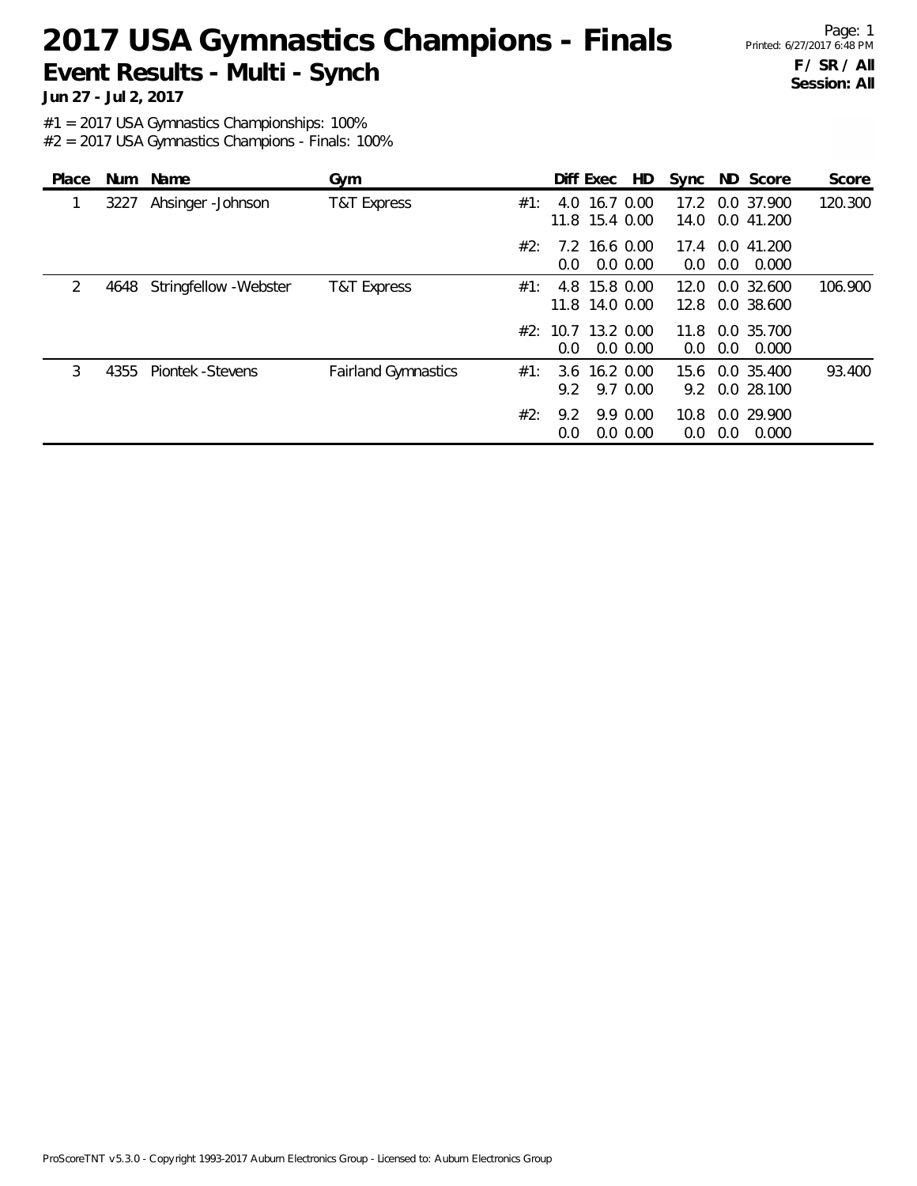# 2017 USA Gymnastics Champions - Finals

## Event Results - Multi - Synch

**Jun 27 - Jul 2, 2017**

Page: 1
Printed: 6/27/2017 6:48 PM

**F / SR / All**
**Session: All**

#1 = 2017 USA Gymnastics Championships: 100%
#2 = 2017 USA Gymnastics Champions - Finals: 100%

| Place | Num | Name | Gym | | Diff | Exec | HD | Sync | ND | Score | Score |
|---|---|---|---|---|---|---|---|---|---|---|---|
| 1 | 3227 | Ahsinger -Johnson | T&T Express | #1: | 4.0 | 16.7 | 0.00 | 17.2 | 0.0 | 37.900 | 120.300 |
| | | | | | 11.8 | 15.4 | 0.00 | 14.0 | 0.0 | 41.200 | |
| | | | | #2: | 7.2 | 16.6 | 0.00 | 17.4 | 0.0 | 41.200 | |
| | | | | | 0.0 | 0.0 | 0.00 | 0.0 | 0.0 | 0.000 | |
| 2 | 4648 | Stringfellow -Webster | T&T Express | #1: | 4.8 | 15.8 | 0.00 | 12.0 | 0.0 | 32.600 | 106.900 |
| | | | | | 11.8 | 14.0 | 0.00 | 12.8 | 0.0 | 38.600 | |
| | | | | #2: | 10.7 | 13.2 | 0.00 | 11.8 | 0.0 | 35.700 | |
| | | | | | 0.0 | 0.0 | 0.00 | 0.0 | 0.0 | 0.000 | |
| 3 | 4355 | Piontek -Stevens | Fairland Gymnastics | #1: | 3.6 | 16.2 | 0.00 | 15.6 | 0.0 | 35.400 | 93.400 |
| | | | | | 9.2 | 9.7 | 0.00 | 9.2 | 0.0 | 28.100 | |
| | | | | #2: | 9.2 | 9.9 | 0.00 | 10.8 | 0.0 | 29.900 | |
| | | | | | 0.0 | 0.0 | 0.00 | 0.0 | 0.0 | 0.000 | |

ProScoreTNT v5.3.0 - Copyright 1993-2017 Auburn Electronics Group - Licensed to: Auburn Electronics Group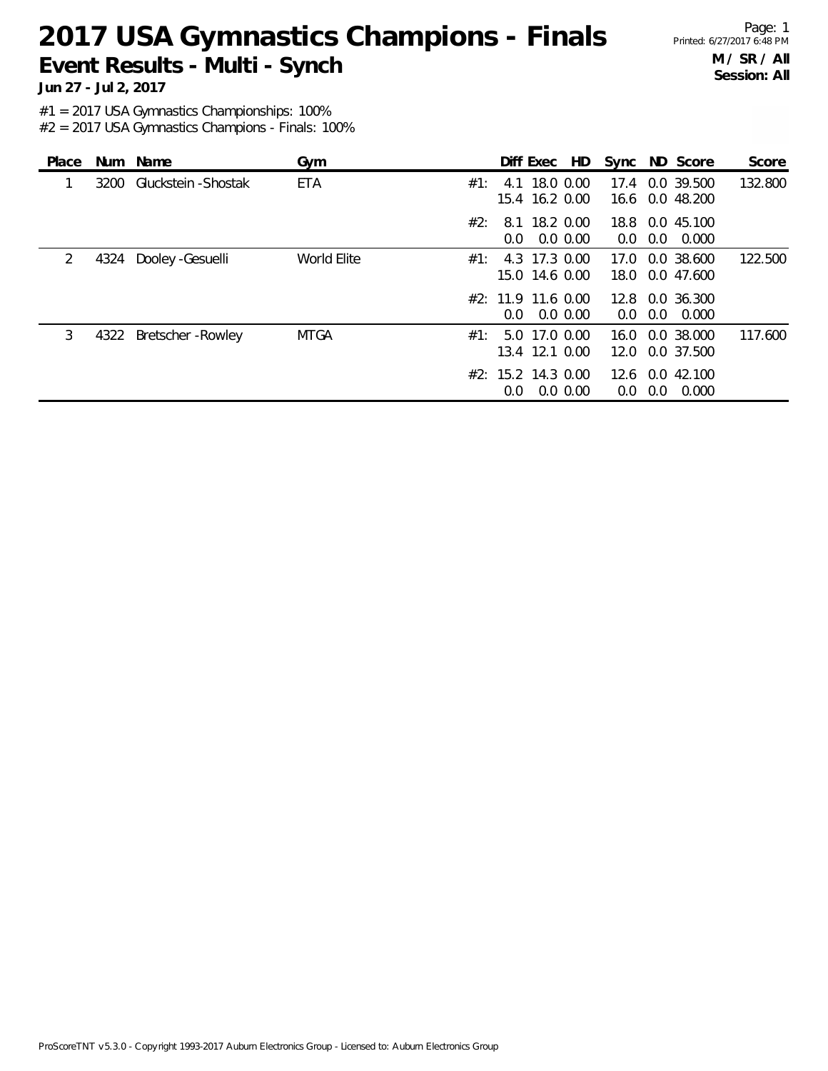# 2017 USA Gymnastics Champions - Finals

## Event Results - Multi - Synch

**Jun 27 - Jul 2, 2017**

Page: 1
Printed: 6/27/2017 6:48 PM
**M / SR / All**
**Session: All**

#1 = 2017 USA Gymnastics Championships: 100%
#2 = 2017 USA Gymnastics Champions - Finals: 100%

| Place | Num | Name | Gym | | Diff | Exec | HD | Sync | ND | Score | Score |
|---|---|---|---|---|---|---|---|---|---|---|---|
| 1 | 3200 | Gluckstein -Shostak | ETA | #1: | 4.1 | 18.0 | 0.00 | 17.4 | 0.0 | 39.500 | 132.800 |
| | | | | | 15.4 | 16.2 | 0.00 | 16.6 | 0.0 | 48.200 | |
| | | | | #2: | 8.1 | 18.2 | 0.00 | 18.8 | 0.0 | 45.100 | |
| | | | | | 0.0 | 0.0 | 0.00 | 0.0 | 0.0 | 0.000 | |
| 2 | 4324 | Dooley -Gesuelli | World Elite | #1: | 4.3 | 17.3 | 0.00 | 17.0 | 0.0 | 38.600 | 122.500 |
| | | | | | 15.0 | 14.6 | 0.00 | 18.0 | 0.0 | 47.600 | |
| | | | | #2: | 11.9 | 11.6 | 0.00 | 12.8 | 0.0 | 36.300 | |
| | | | | | 0.0 | 0.0 | 0.00 | 0.0 | 0.0 | 0.000 | |
| 3 | 4322 | Bretscher -Rowley | MTGA | #1: | 5.0 | 17.0 | 0.00 | 16.0 | 0.0 | 38.000 | 117.600 |
| | | | | | 13.4 | 12.1 | 0.00 | 12.0 | 0.0 | 37.500 | |
| | | | | #2: | 15.2 | 14.3 | 0.00 | 12.6 | 0.0 | 42.100 | |
| | | | | | 0.0 | 0.0 | 0.00 | 0.0 | 0.0 | 0.000 | |

ProScoreTNT v5.3.0 - Copyright 1993-2017 Auburn Electronics Group - Licensed to: Auburn Electronics Group